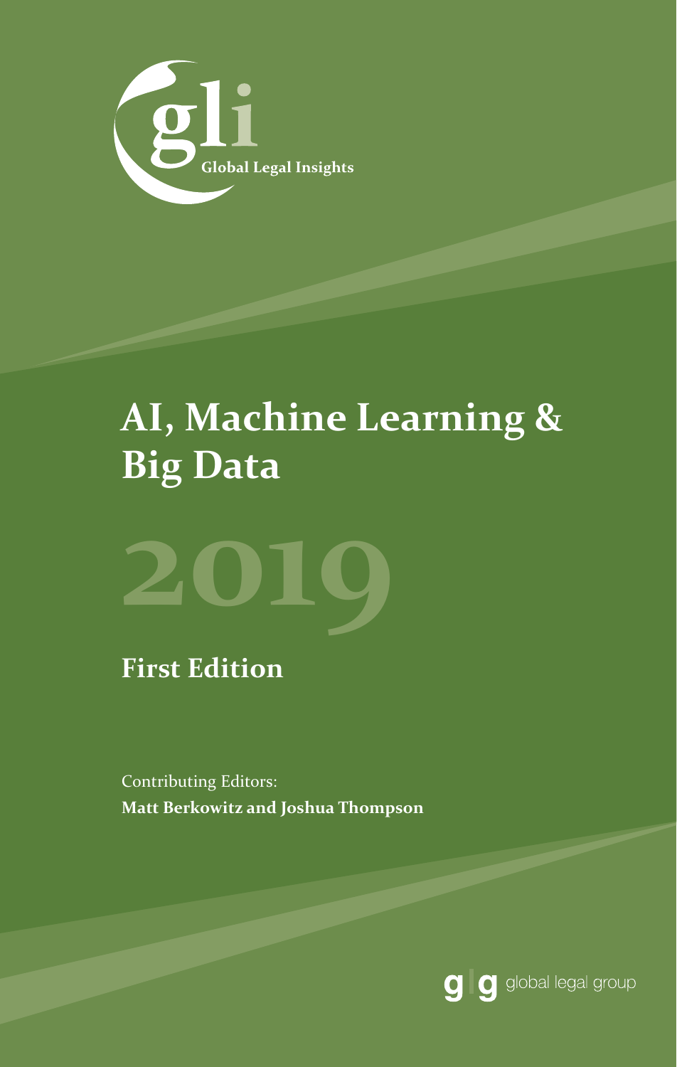gli

Global Legal Insights

# AI, Machine Learning & Big Data

## 2019

### First Edition

Contributing Editors:
**Matt Berkowitz and Joshua Thompson**

global legal group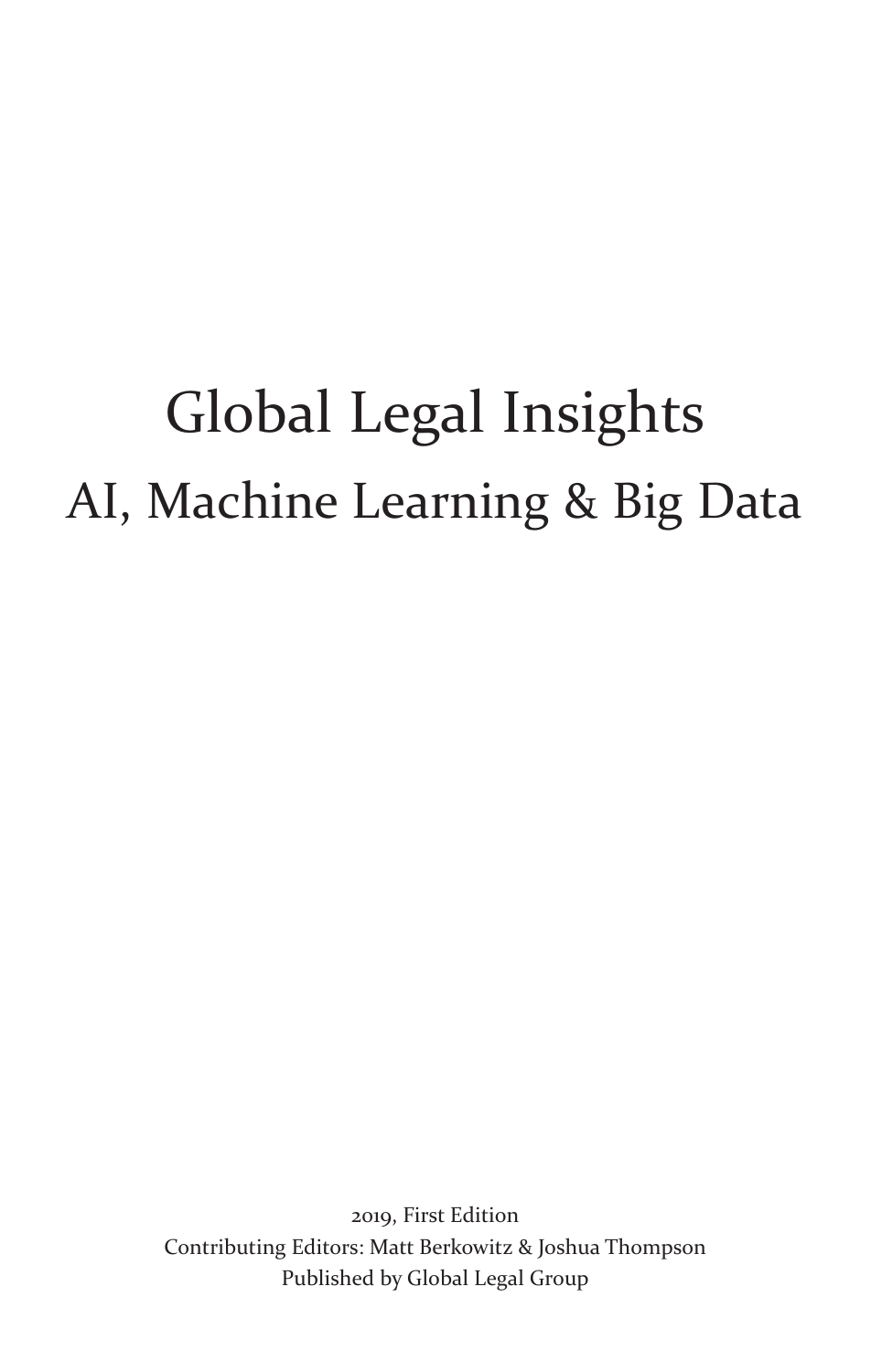# Global Legal Insights

## AI, Machine Learning & Big Data

2019, First Edition

Contributing Editors: Matt Berkowitz & Joshua Thompson

Published by Global Legal Group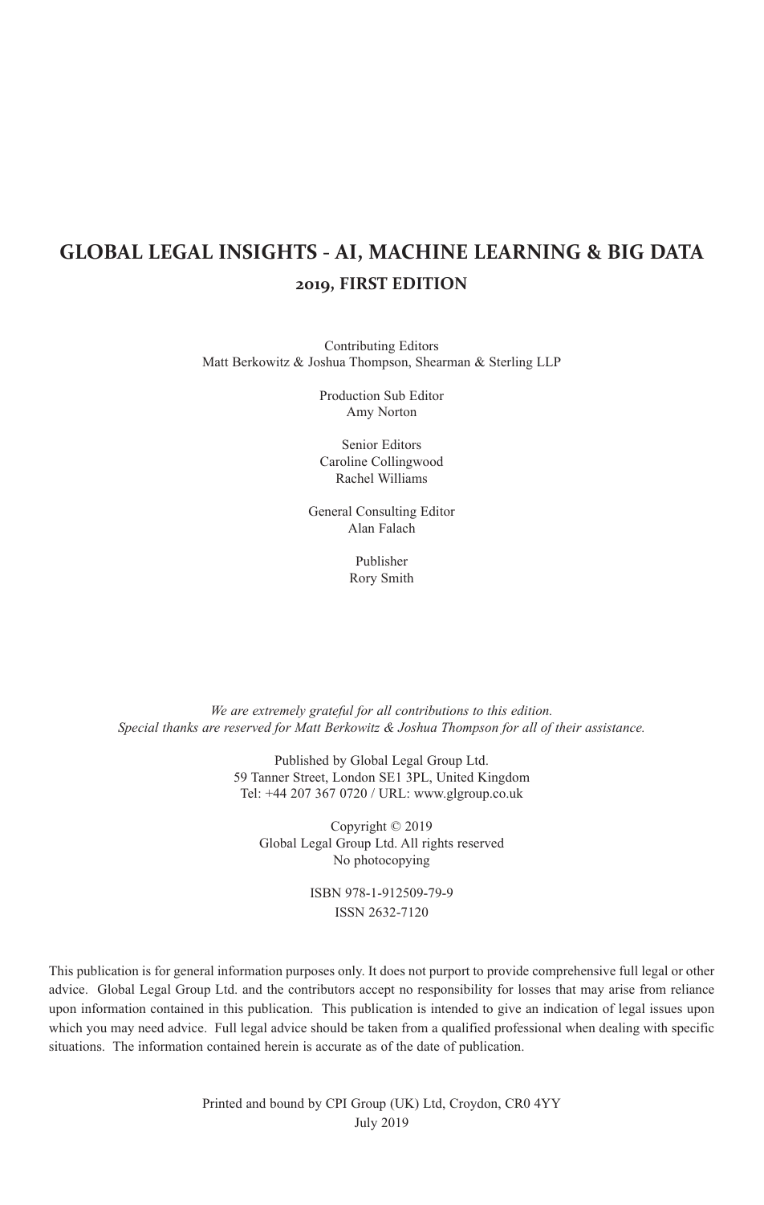# GLOBAL LEGAL INSIGHTS - AI, MACHINE LEARNING & BIG DATA

## 2019, FIRST EDITION

Contributing Editors
Matt Berkowitz & Joshua Thompson, Shearman & Sterling LLP

Production Sub Editor
Amy Norton

Senior Editors
Caroline Collingwood
Rachel Williams

General Consulting Editor
Alan Falach

Publisher
Rory Smith

*We are extremely grateful for all contributions to this edition.*
*Special thanks are reserved for Matt Berkowitz & Joshua Thompson for all of their assistance.*

Published by Global Legal Group Ltd.
59 Tanner Street, London SE1 3PL, United Kingdom
Tel: +44 207 367 0720 / URL: www.glgroup.co.uk

Copyright © 2019
Global Legal Group Ltd. All rights reserved
No photocopying

ISBN 978-1-912509-79-9
ISSN 2632-7120

This publication is for general information purposes only. It does not purport to provide comprehensive full legal or other advice. Global Legal Group Ltd. and the contributors accept no responsibility for losses that may arise from reliance upon information contained in this publication. This publication is intended to give an indication of legal issues upon which you may need advice. Full legal advice should be taken from a qualified professional when dealing with specific situations. The information contained herein is accurate as of the date of publication.

Printed and bound by CPI Group (UK) Ltd, Croydon, CR0 4YY
July 2019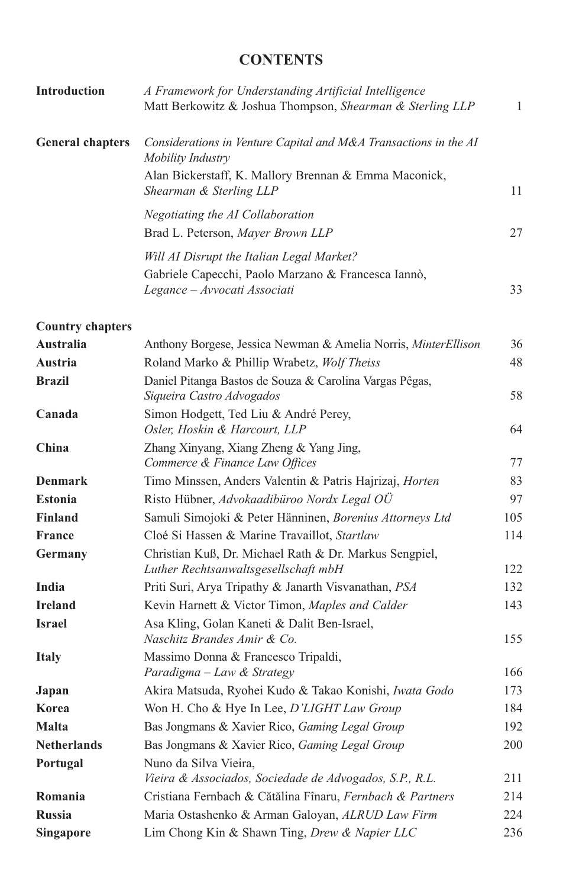# CONTENTS

| | | |
|---|---|---|
| **Introduction** | *A Framework for Understanding Artificial Intelligence* <br> Matt Berkowitz & Joshua Thompson, *Shearman & Sterling LLP* | 1 |
| **General chapters** | *Considerations in Venture Capital and M&A Transactions in the AI Mobility Industry* <br> Alan Bickerstaff, K. Mallory Brennan & Emma Maconick, *Shearman & Sterling LLP* | 11 |
| | *Negotiating the AI Collaboration* <br> Brad L. Peterson, *Mayer Brown LLP* | 27 |
| | *Will AI Disrupt the Italian Legal Market?* <br> Gabriele Capecchi, Paolo Marzano & Francesca Iannò, *Legance – Avvocati Associati* | 33 |
| **Country chapters** | | |
| **Australia** | Anthony Borgese, Jessica Newman & Amelia Norris, *MinterEllison* | 36 |
| **Austria** | Roland Marko & Phillip Wrabetz, *Wolf Theiss* | 48 |
| **Brazil** | Daniel Pitanga Bastos de Souza & Carolina Vargas Pêgas, *Siqueira Castro Advogados* | 58 |
| **Canada** | Simon Hodgett, Ted Liu & André Perey, *Osler, Hoskin & Harcourt, LLP* | 64 |
| **China** | Zhang Xinyang, Xiang Zheng & Yang Jing, *Commerce & Finance Law Offices* | 77 |
| **Denmark** | Timo Minssen, Anders Valentin & Patris Hajrizaj, *Horten* | 83 |
| **Estonia** | Risto Hübner, *Advokaadibüroo Nordx Legal OÜ* | 97 |
| **Finland** | Samuli Simojoki & Peter Hänninen, *Borenius Attorneys Ltd* | 105 |
| **France** | Cloé Si Hassen & Marine Travaillot, *Startlaw* | 114 |
| **Germany** | Christian Kuß, Dr. Michael Rath & Dr. Markus Sengpiel, *Luther Rechtsanwaltsgesellschaft mbH* | 122 |
| **India** | Priti Suri, Arya Tripathy & Janarth Visvanathan, *PSA* | 132 |
| **Ireland** | Kevin Harnett & Victor Timon, *Maples and Calder* | 143 |
| **Israel** | Asa Kling, Golan Kaneti & Dalit Ben-Israel, *Naschitz Brandes Amir & Co.* | 155 |
| **Italy** | Massimo Donna & Francesco Tripaldi, *Paradigma – Law & Strategy* | 166 |
| **Japan** | Akira Matsuda, Ryohei Kudo & Takao Konishi, *Iwata Godo* | 173 |
| **Korea** | Won H. Cho & Hye In Lee, *D'LIGHT Law Group* | 184 |
| **Malta** | Bas Jongmans & Xavier Rico, *Gaming Legal Group* | 192 |
| **Netherlands** | Bas Jongmans & Xavier Rico, *Gaming Legal Group* | 200 |
| **Portugal** | Nuno da Silva Vieira, *Vieira & Associados, Sociedade de Advogados, S.P., R.L.* | 211 |
| **Romania** | Cristiana Fernbach & Cătălina Fînaru, *Fernbach & Partners* | 214 |
| **Russia** | Maria Ostashenko & Arman Galoyan, *ALRUD Law Firm* | 224 |
| **Singapore** | Lim Chong Kin & Shawn Ting, *Drew & Napier LLC* | 236 |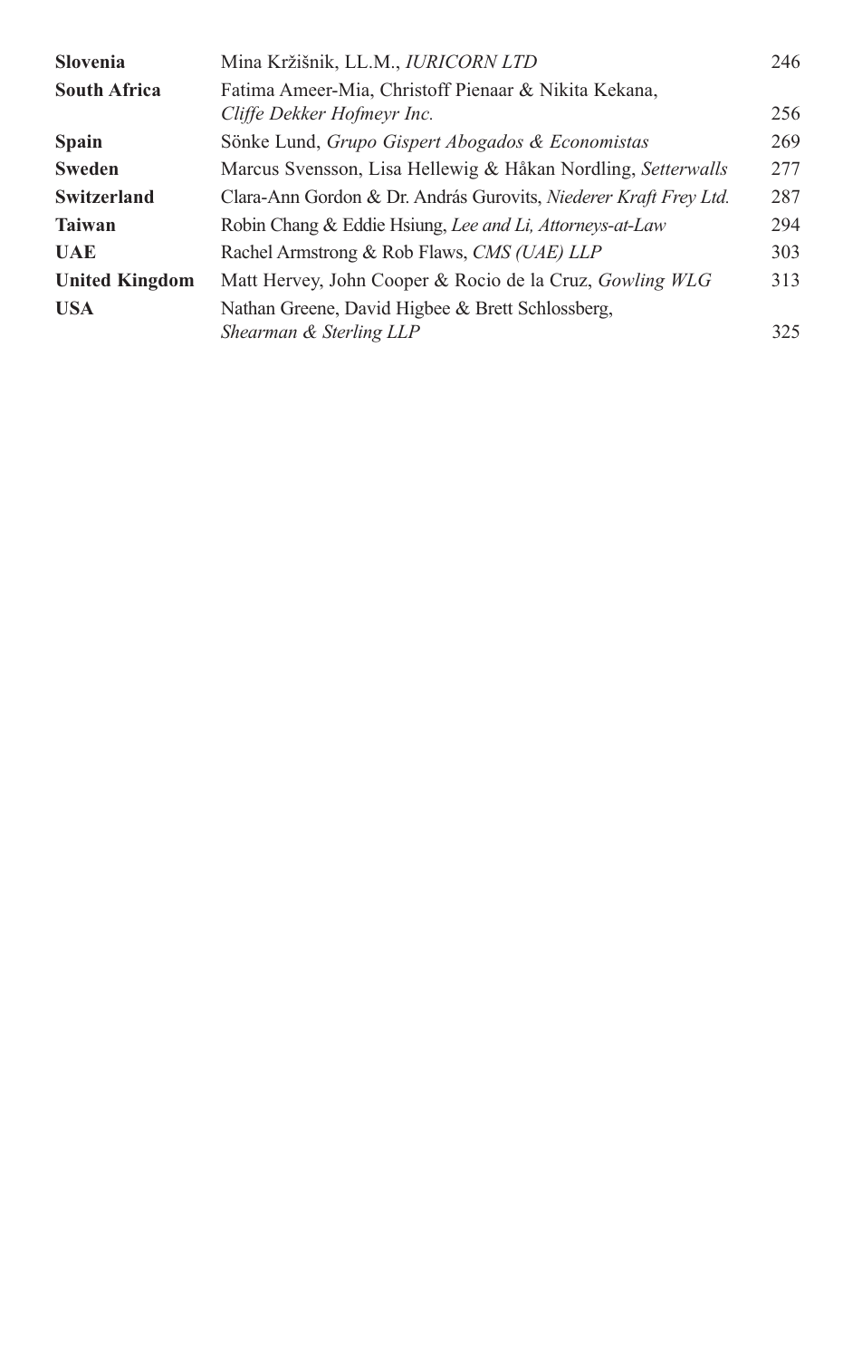| | | |
|---|---|---|
| **Slovenia** | Mina Kržišnik, LL.M., *IURICORN LTD* | 246 |
| **South Africa** | Fatima Ameer-Mia, Christoff Pienaar & Nikita Kekana, *Cliffe Dekker Hofmeyr Inc.* | 256 |
| **Spain** | Sönke Lund, *Grupo Gispert Abogados & Economistas* | 269 |
| **Sweden** | Marcus Svensson, Lisa Hellewig & Håkan Nordling, *Setterwalls* | 277 |
| **Switzerland** | Clara-Ann Gordon & Dr. András Gurovits, *Niederer Kraft Frey Ltd.* | 287 |
| **Taiwan** | Robin Chang & Eddie Hsiung, *Lee and Li, Attorneys-at-Law* | 294 |
| **UAE** | Rachel Armstrong & Rob Flaws, *CMS (UAE) LLP* | 303 |
| **United Kingdom** | Matt Hervey, John Cooper & Rocio de la Cruz, *Gowling WLG* | 313 |
| **USA** | Nathan Greene, David Higbee & Brett Schlossberg, *Shearman & Sterling LLP* | 325 |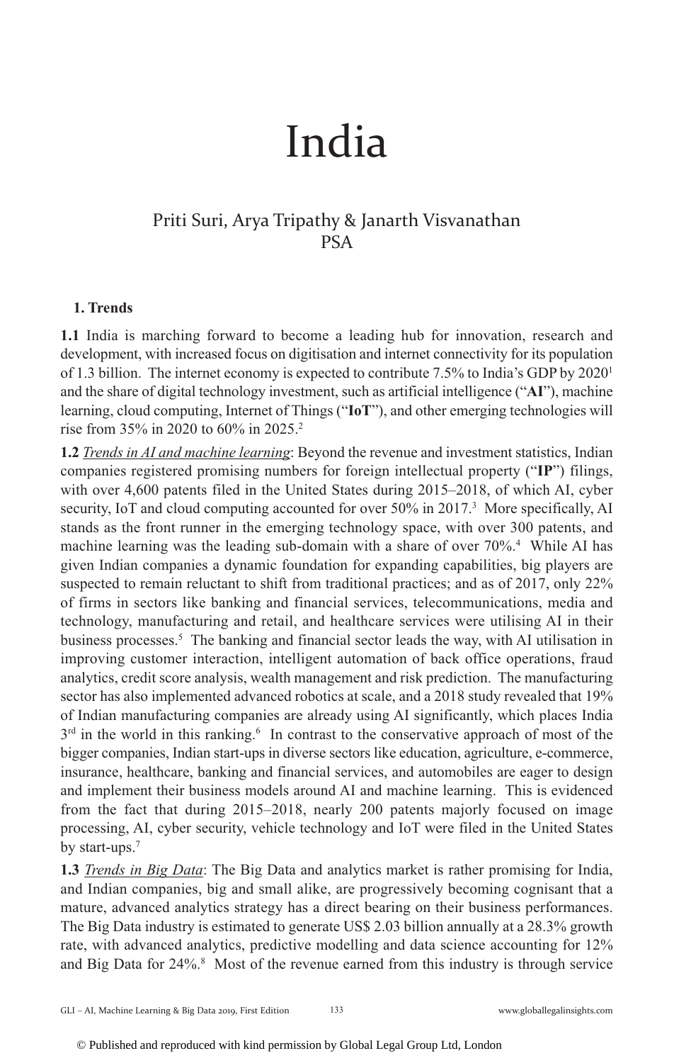# India

## Priti Suri, Arya Tripathy & Janarth Visvanathan
## PSA

### 1. Trends

**1.1** India is marching forward to become a leading hub for innovation, research and development, with increased focus on digitisation and internet connectivity for its population of 1.3 billion. The internet economy is expected to contribute 7.5% to India's GDP by 2020[1] and the share of digital technology investment, such as artificial intelligence ("**AI**"), machine learning, cloud computing, Internet of Things ("**IoT**"), and other emerging technologies will rise from 35% in 2020 to 60% in 2025.[2]

**1.2** _Trends in AI and machine learning_: Beyond the revenue and investment statistics, Indian companies registered promising numbers for foreign intellectual property ("**IP**") filings, with over 4,600 patents filed in the United States during 2015–2018, of which AI, cyber security, IoT and cloud computing accounted for over 50% in 2017.[3] More specifically, AI stands as the front runner in the emerging technology space, with over 300 patents, and machine learning was the leading sub-domain with a share of over 70%.[4] While AI has given Indian companies a dynamic foundation for expanding capabilities, big players are suspected to remain reluctant to shift from traditional practices; and as of 2017, only 22% of firms in sectors like banking and financial services, telecommunications, media and technology, manufacturing and retail, and healthcare services were utilising AI in their business processes.[5] The banking and financial sector leads the way, with AI utilisation in improving customer interaction, intelligent automation of back office operations, fraud analytics, credit score analysis, wealth management and risk prediction. The manufacturing sector has also implemented advanced robotics at scale, and a 2018 study revealed that 19% of Indian manufacturing companies are already using AI significantly, which places India 3rd in the world in this ranking.[6] In contrast to the conservative approach of most of the bigger companies, Indian start-ups in diverse sectors like education, agriculture, e-commerce, insurance, healthcare, banking and financial services, and automobiles are eager to design and implement their business models around AI and machine learning. This is evidenced from the fact that during 2015–2018, nearly 200 patents majorly focused on image processing, AI, cyber security, vehicle technology and IoT were filed in the United States by start-ups.[7]

**1.3** _Trends in Big Data_: The Big Data and analytics market is rather promising for India, and Indian companies, big and small alike, are progressively becoming cognisant that a mature, advanced analytics strategy has a direct bearing on their business performances. The Big Data industry is estimated to generate US$ 2.03 billion annually at a 28.3% growth rate, with advanced analytics, predictive modelling and data science accounting for 12% and Big Data for 24%.[8] Most of the revenue earned from this industry is through service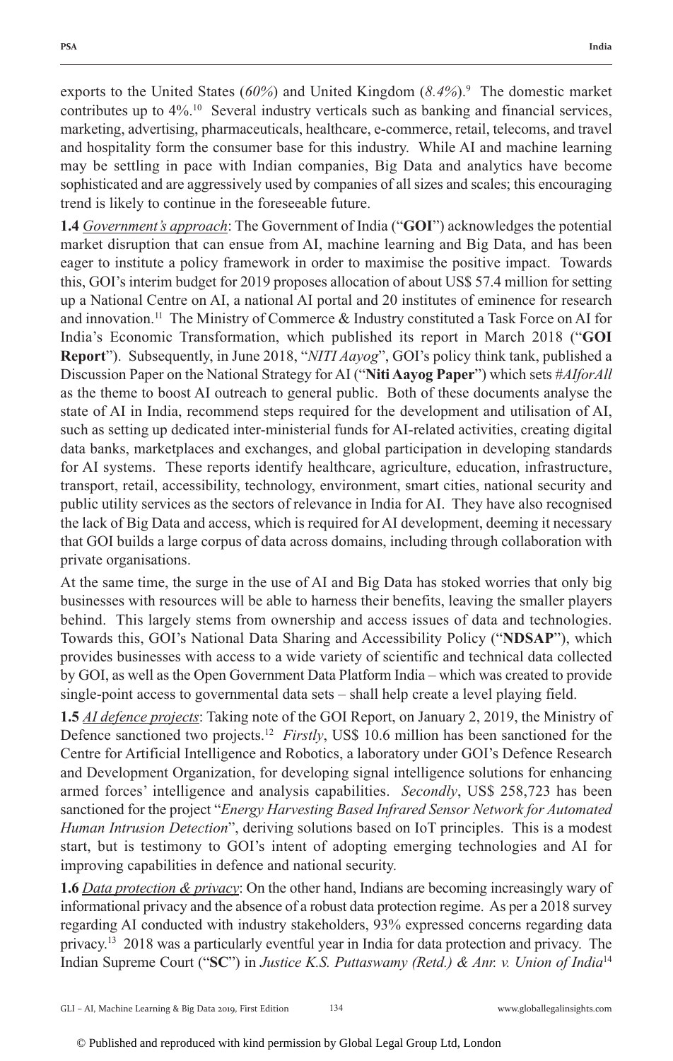exports to the United States (*60%*) and United Kingdom (*8.4%*).[9] The domestic market contributes up to 4%.[10] Several industry verticals such as banking and financial services, marketing, advertising, pharmaceuticals, healthcare, e-commerce, retail, telecoms, and travel and hospitality form the consumer base for this industry. While AI and machine learning may be settling in pace with Indian companies, Big Data and analytics have become sophisticated and are aggressively used by companies of all sizes and scales; this encouraging trend is likely to continue in the foreseeable future.

**1.4** *Government's approach*: The Government of India ("**GOI**") acknowledges the potential market disruption that can ensue from AI, machine learning and Big Data, and has been eager to institute a policy framework in order to maximise the positive impact. Towards this, GOI's interim budget for 2019 proposes allocation of about US$ 57.4 million for setting up a National Centre on AI, a national AI portal and 20 institutes of eminence for research and innovation.[11] The Ministry of Commerce & Industry constituted a Task Force on AI for India's Economic Transformation, which published its report in March 2018 ("**GOI Report**"). Subsequently, in June 2018, "*NITI Aayog*", GOI's policy think tank, published a Discussion Paper on the National Strategy for AI ("**Niti Aayog Paper**") which sets *#AIforAll* as the theme to boost AI outreach to general public. Both of these documents analyse the state of AI in India, recommend steps required for the development and utilisation of AI, such as setting up dedicated inter-ministerial funds for AI-related activities, creating digital data banks, marketplaces and exchanges, and global participation in developing standards for AI systems. These reports identify healthcare, agriculture, education, infrastructure, transport, retail, accessibility, technology, environment, smart cities, national security and public utility services as the sectors of relevance in India for AI. They have also recognised the lack of Big Data and access, which is required for AI development, deeming it necessary that GOI builds a large corpus of data across domains, including through collaboration with private organisations.

At the same time, the surge in the use of AI and Big Data has stoked worries that only big businesses with resources will be able to harness their benefits, leaving the smaller players behind. This largely stems from ownership and access issues of data and technologies. Towards this, GOI's National Data Sharing and Accessibility Policy ("**NDSAP**"), which provides businesses with access to a wide variety of scientific and technical data collected by GOI, as well as the Open Government Data Platform India – which was created to provide single-point access to governmental data sets – shall help create a level playing field.

**1.5** *AI defence projects*: Taking note of the GOI Report, on January 2, 2019, the Ministry of Defence sanctioned two projects.[12] *Firstly*, US$ 10.6 million has been sanctioned for the Centre for Artificial Intelligence and Robotics, a laboratory under GOI's Defence Research and Development Organization, for developing signal intelligence solutions for enhancing armed forces' intelligence and analysis capabilities. *Secondly*, US$ 258,723 has been sanctioned for the project "*Energy Harvesting Based Infrared Sensor Network for Automated Human Intrusion Detection*", deriving solutions based on IoT principles. This is a modest start, but is testimony to GOI's intent of adopting emerging technologies and AI for improving capabilities in defence and national security.

**1.6** *Data protection & privacy*: On the other hand, Indians are becoming increasingly wary of informational privacy and the absence of a robust data protection regime. As per a 2018 survey regarding AI conducted with industry stakeholders, 93% expressed concerns regarding data privacy.[13] 2018 was a particularly eventful year in India for data protection and privacy. The Indian Supreme Court ("**SC**") in *Justice K.S. Puttaswamy (Retd.) & Anr. v. Union of India*[14]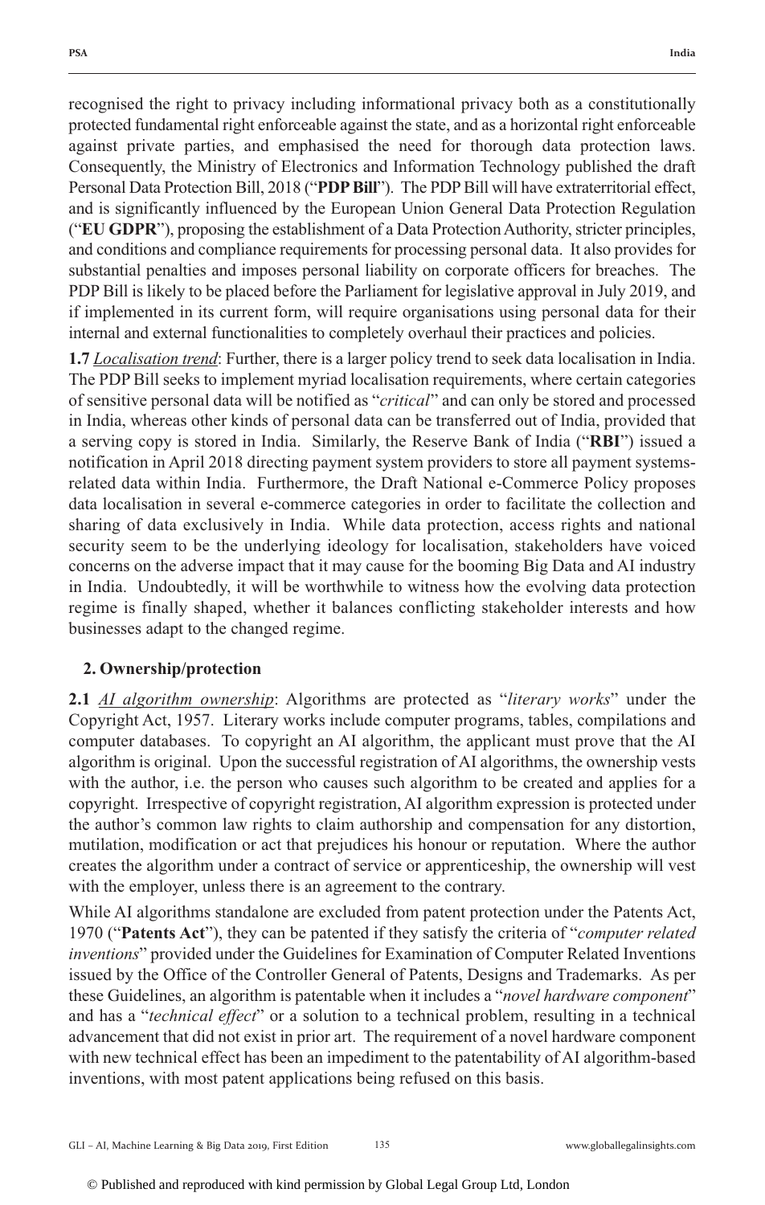recognised the right to privacy including informational privacy both as a constitutionally protected fundamental right enforceable against the state, and as a horizontal right enforceable against private parties, and emphasised the need for thorough data protection laws. Consequently, the Ministry of Electronics and Information Technology published the draft Personal Data Protection Bill, 2018 ("**PDP Bill**"). The PDP Bill will have extraterritorial effect, and is significantly influenced by the European Union General Data Protection Regulation ("**EU GDPR**"), proposing the establishment of a Data Protection Authority, stricter principles, and conditions and compliance requirements for processing personal data. It also provides for substantial penalties and imposes personal liability on corporate officers for breaches. The PDP Bill is likely to be placed before the Parliament for legislative approval in July 2019, and if implemented in its current form, will require organisations using personal data for their internal and external functionalities to completely overhaul their practices and policies.

**1.7** *Localisation trend*: Further, there is a larger policy trend to seek data localisation in India. The PDP Bill seeks to implement myriad localisation requirements, where certain categories of sensitive personal data will be notified as "*critical*" and can only be stored and processed in India, whereas other kinds of personal data can be transferred out of India, provided that a serving copy is stored in India. Similarly, the Reserve Bank of India ("**RBI**") issued a notification in April 2018 directing payment system providers to store all payment systems-related data within India. Furthermore, the Draft National e-Commerce Policy proposes data localisation in several e-commerce categories in order to facilitate the collection and sharing of data exclusively in India. While data protection, access rights and national security seem to be the underlying ideology for localisation, stakeholders have voiced concerns on the adverse impact that it may cause for the booming Big Data and AI industry in India. Undoubtedly, it will be worthwhile to witness how the evolving data protection regime is finally shaped, whether it balances conflicting stakeholder interests and how businesses adapt to the changed regime.

## 2. Ownership/protection

**2.1** *AI algorithm ownership*: Algorithms are protected as "*literary works*" under the Copyright Act, 1957. Literary works include computer programs, tables, compilations and computer databases. To copyright an AI algorithm, the applicant must prove that the AI algorithm is original. Upon the successful registration of AI algorithms, the ownership vests with the author, i.e. the person who causes such algorithm to be created and applies for a copyright. Irrespective of copyright registration, AI algorithm expression is protected under the author's common law rights to claim authorship and compensation for any distortion, mutilation, modification or act that prejudices his honour or reputation. Where the author creates the algorithm under a contract of service or apprenticeship, the ownership will vest with the employer, unless there is an agreement to the contrary.

While AI algorithms standalone are excluded from patent protection under the Patents Act, 1970 ("**Patents Act**"), they can be patented if they satisfy the criteria of "*computer related inventions*" provided under the Guidelines for Examination of Computer Related Inventions issued by the Office of the Controller General of Patents, Designs and Trademarks. As per these Guidelines, an algorithm is patentable when it includes a "*novel hardware component*" and has a "*technical effect*" or a solution to a technical problem, resulting in a technical advancement that did not exist in prior art. The requirement of a novel hardware component with new technical effect has been an impediment to the patentability of AI algorithm-based inventions, with most patent applications being refused on this basis.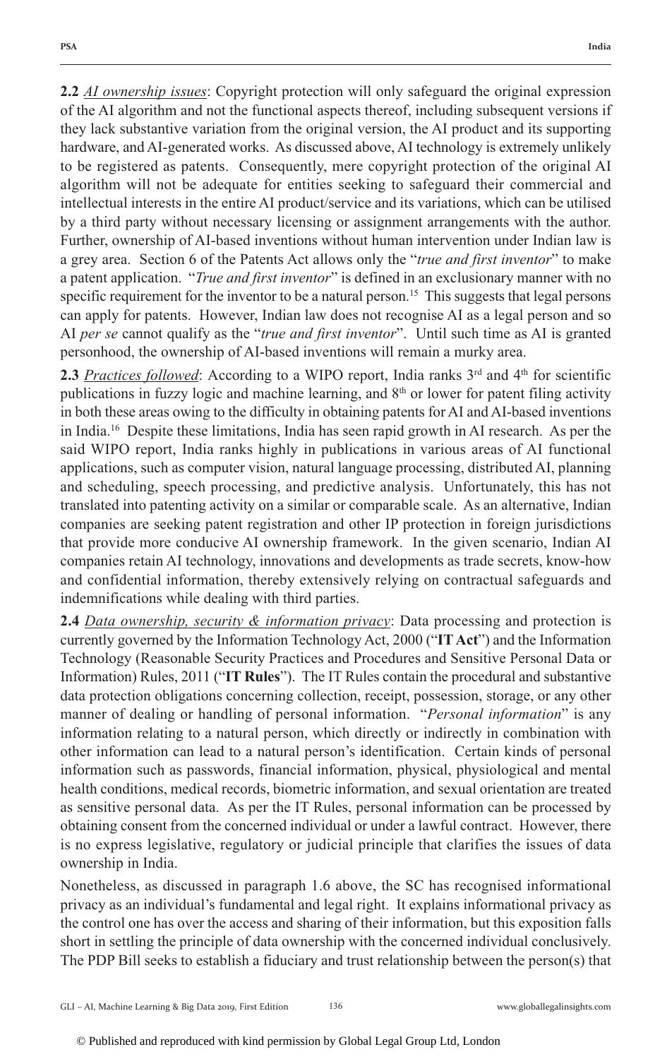**2.2** *AI ownership issues*: Copyright protection will only safeguard the original expression of the AI algorithm and not the functional aspects thereof, including subsequent versions if they lack substantive variation from the original version, the AI product and its supporting hardware, and AI-generated works. As discussed above, AI technology is extremely unlikely to be registered as patents. Consequently, mere copyright protection of the original AI algorithm will not be adequate for entities seeking to safeguard their commercial and intellectual interests in the entire AI product/service and its variations, which can be utilised by a third party without necessary licensing or assignment arrangements with the author. Further, ownership of AI-based inventions without human intervention under Indian law is a grey area. Section 6 of the Patents Act allows only the "*true and first inventor*" to make a patent application. "*True and first inventor*" is defined in an exclusionary manner with no specific requirement for the inventor to be a natural person.[15] This suggests that legal persons can apply for patents. However, Indian law does not recognise AI as a legal person and so AI *per se* cannot qualify as the "*true and first inventor*". Until such time as AI is granted personhood, the ownership of AI-based inventions will remain a murky area.

**2.3** *Practices followed*: According to a WIPO report, India ranks 3rd and 4th for scientific publications in fuzzy logic and machine learning, and 8th or lower for patent filing activity in both these areas owing to the difficulty in obtaining patents for AI and AI-based inventions in India.[16] Despite these limitations, India has seen rapid growth in AI research. As per the said WIPO report, India ranks highly in publications in various areas of AI functional applications, such as computer vision, natural language processing, distributed AI, planning and scheduling, speech processing, and predictive analysis. Unfortunately, this has not translated into patenting activity on a similar or comparable scale. As an alternative, Indian companies are seeking patent registration and other IP protection in foreign jurisdictions that provide more conducive AI ownership framework. In the given scenario, Indian AI companies retain AI technology, innovations and developments as trade secrets, know-how and confidential information, thereby extensively relying on contractual safeguards and indemnifications while dealing with third parties.

**2.4** *Data ownership, security & information privacy*: Data processing and protection is currently governed by the Information Technology Act, 2000 ("**IT Act**") and the Information Technology (Reasonable Security Practices and Procedures and Sensitive Personal Data or Information) Rules, 2011 ("**IT Rules**"). The IT Rules contain the procedural and substantive data protection obligations concerning collection, receipt, possession, storage, or any other manner of dealing or handling of personal information. "*Personal information*" is any information relating to a natural person, which directly or indirectly in combination with other information can lead to a natural person's identification. Certain kinds of personal information such as passwords, financial information, physical, physiological and mental health conditions, medical records, biometric information, and sexual orientation are treated as sensitive personal data. As per the IT Rules, personal information can be processed by obtaining consent from the concerned individual or under a lawful contract. However, there is no express legislative, regulatory or judicial principle that clarifies the issues of data ownership in India.

Nonetheless, as discussed in paragraph 1.6 above, the SC has recognised informational privacy as an individual's fundamental and legal right. It explains informational privacy as the control one has over the access and sharing of their information, but this exposition falls short in settling the principle of data ownership with the concerned individual conclusively. The PDP Bill seeks to establish a fiduciary and trust relationship between the person(s) that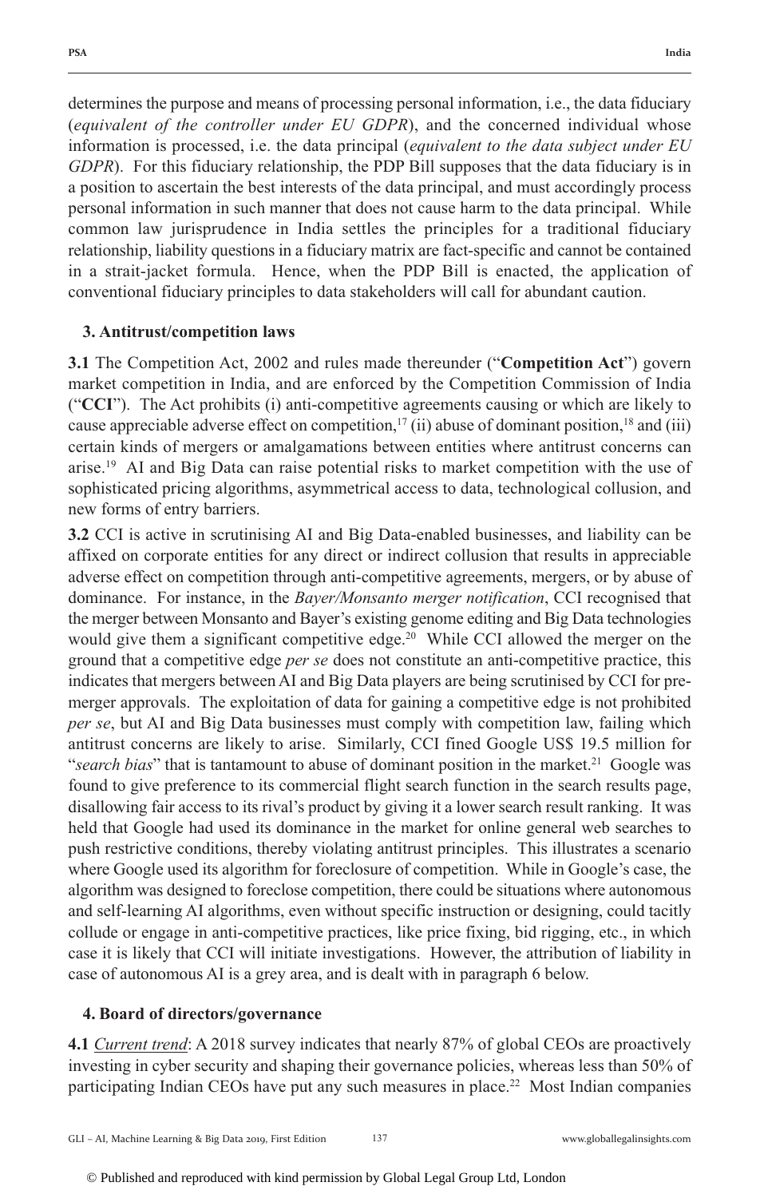determines the purpose and means of processing personal information, i.e., the data fiduciary (*equivalent of the controller under EU GDPR*), and the concerned individual whose information is processed, i.e. the data principal (*equivalent to the data subject under EU GDPR*). For this fiduciary relationship, the PDP Bill supposes that the data fiduciary is in a position to ascertain the best interests of the data principal, and must accordingly process personal information in such manner that does not cause harm to the data principal. While common law jurisprudence in India settles the principles for a traditional fiduciary relationship, liability questions in a fiduciary matrix are fact-specific and cannot be contained in a strait-jacket formula. Hence, when the PDP Bill is enacted, the application of conventional fiduciary principles to data stakeholders will call for abundant caution.

### 3. Antitrust/competition laws

**3.1** The Competition Act, 2002 and rules made thereunder ("**Competition Act**") govern market competition in India, and are enforced by the Competition Commission of India ("**CCI**"). The Act prohibits (i) anti-competitive agreements causing or which are likely to cause appreciable adverse effect on competition,[17] (ii) abuse of dominant position,[18] and (iii) certain kinds of mergers or amalgamations between entities where antitrust concerns can arise.[19] AI and Big Data can raise potential risks to market competition with the use of sophisticated pricing algorithms, asymmetrical access to data, technological collusion, and new forms of entry barriers.

**3.2** CCI is active in scrutinising AI and Big Data-enabled businesses, and liability can be affixed on corporate entities for any direct or indirect collusion that results in appreciable adverse effect on competition through anti-competitive agreements, mergers, or by abuse of dominance. For instance, in the *Bayer/Monsanto merger notification*, CCI recognised that the merger between Monsanto and Bayer's existing genome editing and Big Data technologies would give them a significant competitive edge.[20] While CCI allowed the merger on the ground that a competitive edge *per se* does not constitute an anti-competitive practice, this indicates that mergers between AI and Big Data players are being scrutinised by CCI for pre-merger approvals. The exploitation of data for gaining a competitive edge is not prohibited *per se*, but AI and Big Data businesses must comply with competition law, failing which antitrust concerns are likely to arise. Similarly, CCI fined Google US$ 19.5 million for "*search bias*" that is tantamount to abuse of dominant position in the market.[21] Google was found to give preference to its commercial flight search function in the search results page, disallowing fair access to its rival's product by giving it a lower search result ranking. It was held that Google had used its dominance in the market for online general web searches to push restrictive conditions, thereby violating antitrust principles. This illustrates a scenario where Google used its algorithm for foreclosure of competition. While in Google's case, the algorithm was designed to foreclose competition, there could be situations where autonomous and self-learning AI algorithms, even without specific instruction or designing, could tacitly collude or engage in anti-competitive practices, like price fixing, bid rigging, etc., in which case it is likely that CCI will initiate investigations. However, the attribution of liability in case of autonomous AI is a grey area, and is dealt with in paragraph 6 below.

### 4. Board of directors/governance

**4.1** Current trend: A 2018 survey indicates that nearly 87% of global CEOs are proactively investing in cyber security and shaping their governance policies, whereas less than 50% of participating Indian CEOs have put any such measures in place.[22] Most Indian companies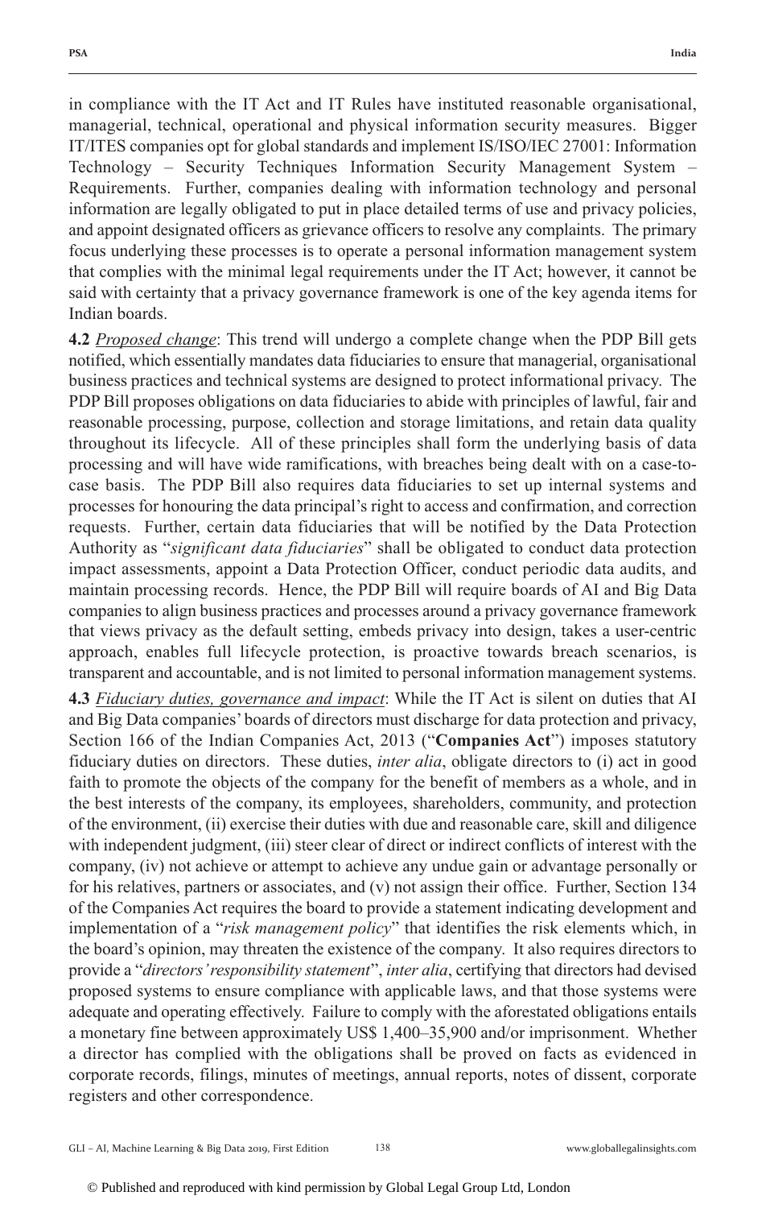in compliance with the IT Act and IT Rules have instituted reasonable organisational, managerial, technical, operational and physical information security measures. Bigger IT/ITES companies opt for global standards and implement IS/ISO/IEC 27001: Information Technology – Security Techniques Information Security Management System – Requirements. Further, companies dealing with information technology and personal information are legally obligated to put in place detailed terms of use and privacy policies, and appoint designated officers as grievance officers to resolve any complaints. The primary focus underlying these processes is to operate a personal information management system that complies with the minimal legal requirements under the IT Act; however, it cannot be said with certainty that a privacy governance framework is one of the key agenda items for Indian boards.

**4.2** *Proposed change*: This trend will undergo a complete change when the PDP Bill gets notified, which essentially mandates data fiduciaries to ensure that managerial, organisational business practices and technical systems are designed to protect informational privacy. The PDP Bill proposes obligations on data fiduciaries to abide with principles of lawful, fair and reasonable processing, purpose, collection and storage limitations, and retain data quality throughout its lifecycle. All of these principles shall form the underlying basis of data processing and will have wide ramifications, with breaches being dealt with on a case-to-case basis. The PDP Bill also requires data fiduciaries to set up internal systems and processes for honouring the data principal's right to access and confirmation, and correction requests. Further, certain data fiduciaries that will be notified by the Data Protection Authority as "*significant data fiduciaries*" shall be obligated to conduct data protection impact assessments, appoint a Data Protection Officer, conduct periodic data audits, and maintain processing records. Hence, the PDP Bill will require boards of AI and Big Data companies to align business practices and processes around a privacy governance framework that views privacy as the default setting, embeds privacy into design, takes a user-centric approach, enables full lifecycle protection, is proactive towards breach scenarios, is transparent and accountable, and is not limited to personal information management systems.

**4.3** *Fiduciary duties, governance and impact*: While the IT Act is silent on duties that AI and Big Data companies' boards of directors must discharge for data protection and privacy, Section 166 of the Indian Companies Act, 2013 ("**Companies Act**") imposes statutory fiduciary duties on directors. These duties, *inter alia*, obligate directors to (i) act in good faith to promote the objects of the company for the benefit of members as a whole, and in the best interests of the company, its employees, shareholders, community, and protection of the environment, (ii) exercise their duties with due and reasonable care, skill and diligence with independent judgment, (iii) steer clear of direct or indirect conflicts of interest with the company, (iv) not achieve or attempt to achieve any undue gain or advantage personally or for his relatives, partners or associates, and (v) not assign their office. Further, Section 134 of the Companies Act requires the board to provide a statement indicating development and implementation of a "*risk management policy*" that identifies the risk elements which, in the board's opinion, may threaten the existence of the company. It also requires directors to provide a "*directors' responsibility statement*", *inter alia*, certifying that directors had devised proposed systems to ensure compliance with applicable laws, and that those systems were adequate and operating effectively. Failure to comply with the aforestated obligations entails a monetary fine between approximately US$ 1,400–35,900 and/or imprisonment. Whether a director has complied with the obligations shall be proved on facts as evidenced in corporate records, filings, minutes of meetings, annual reports, notes of dissent, corporate registers and other correspondence.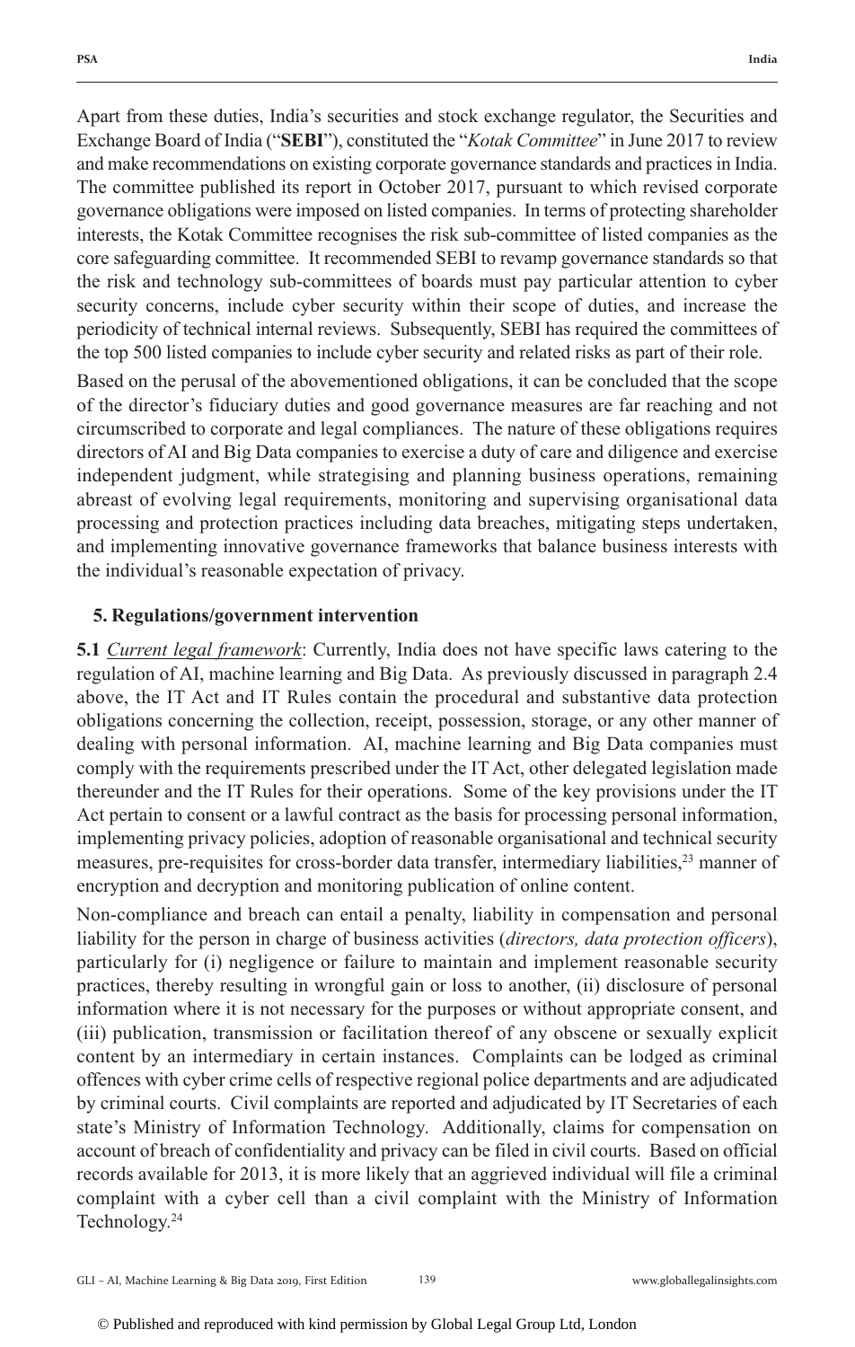Apart from these duties, India's securities and stock exchange regulator, the Securities and Exchange Board of India ("**SEBI**"), constituted the "*Kotak Committee*" in June 2017 to review and make recommendations on existing corporate governance standards and practices in India. The committee published its report in October 2017, pursuant to which revised corporate governance obligations were imposed on listed companies. In terms of protecting shareholder interests, the Kotak Committee recognises the risk sub-committee of listed companies as the core safeguarding committee. It recommended SEBI to revamp governance standards so that the risk and technology sub-committees of boards must pay particular attention to cyber security concerns, include cyber security within their scope of duties, and increase the periodicity of technical internal reviews. Subsequently, SEBI has required the committees of the top 500 listed companies to include cyber security and related risks as part of their role.

Based on the perusal of the abovementioned obligations, it can be concluded that the scope of the director's fiduciary duties and good governance measures are far reaching and not circumscribed to corporate and legal compliances. The nature of these obligations requires directors of AI and Big Data companies to exercise a duty of care and diligence and exercise independent judgment, while strategising and planning business operations, remaining abreast of evolving legal requirements, monitoring and supervising organisational data processing and protection practices including data breaches, mitigating steps undertaken, and implementing innovative governance frameworks that balance business interests with the individual's reasonable expectation of privacy.

## 5. Regulations/government intervention

**5.1** *Current legal framework*: Currently, India does not have specific laws catering to the regulation of AI, machine learning and Big Data. As previously discussed in paragraph 2.4 above, the IT Act and IT Rules contain the procedural and substantive data protection obligations concerning the collection, receipt, possession, storage, or any other manner of dealing with personal information. AI, machine learning and Big Data companies must comply with the requirements prescribed under the IT Act, other delegated legislation made thereunder and the IT Rules for their operations. Some of the key provisions under the IT Act pertain to consent or a lawful contract as the basis for processing personal information, implementing privacy policies, adoption of reasonable organisational and technical security measures, pre-requisites for cross-border data transfer, intermediary liabilities,[23] manner of encryption and decryption and monitoring publication of online content.

Non-compliance and breach can entail a penalty, liability in compensation and personal liability for the person in charge of business activities (*directors, data protection officers*), particularly for (i) negligence or failure to maintain and implement reasonable security practices, thereby resulting in wrongful gain or loss to another, (ii) disclosure of personal information where it is not necessary for the purposes or without appropriate consent, and (iii) publication, transmission or facilitation thereof of any obscene or sexually explicit content by an intermediary in certain instances. Complaints can be lodged as criminal offences with cyber crime cells of respective regional police departments and are adjudicated by criminal courts. Civil complaints are reported and adjudicated by IT Secretaries of each state's Ministry of Information Technology. Additionally, claims for compensation on account of breach of confidentiality and privacy can be filed in civil courts. Based on official records available for 2013, it is more likely that an aggrieved individual will file a criminal complaint with a cyber cell than a civil complaint with the Ministry of Information Technology.[24]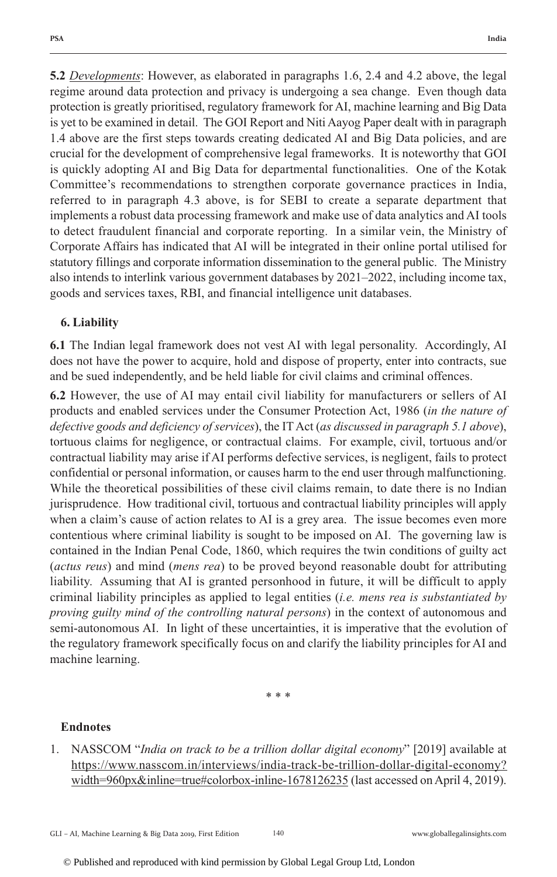**5.2** _Developments_: However, as elaborated in paragraphs 1.6, 2.4 and 4.2 above, the legal regime around data protection and privacy is undergoing a sea change. Even though data protection is greatly prioritised, regulatory framework for AI, machine learning and Big Data is yet to be examined in detail. The GOI Report and Niti Aayog Paper dealt with in paragraph 1.4 above are the first steps towards creating dedicated AI and Big Data policies, and are crucial for the development of comprehensive legal frameworks. It is noteworthy that GOI is quickly adopting AI and Big Data for departmental functionalities. One of the Kotak Committee's recommendations to strengthen corporate governance practices in India, referred to in paragraph 4.3 above, is for SEBI to create a separate department that implements a robust data processing framework and make use of data analytics and AI tools to detect fraudulent financial and corporate reporting. In a similar vein, the Ministry of Corporate Affairs has indicated that AI will be integrated in their online portal utilised for statutory fillings and corporate information dissemination to the general public. The Ministry also intends to interlink various government databases by 2021–2022, including income tax, goods and services taxes, RBI, and financial intelligence unit databases.

## 6. Liability

**6.1** The Indian legal framework does not vest AI with legal personality. Accordingly, AI does not have the power to acquire, hold and dispose of property, enter into contracts, sue and be sued independently, and be held liable for civil claims and criminal offences.

**6.2** However, the use of AI may entail civil liability for manufacturers or sellers of AI products and enabled services under the Consumer Protection Act, 1986 (*in the nature of defective goods and deficiency of services*), the IT Act (*as discussed in paragraph 5.1 above*), tortuous claims for negligence, or contractual claims. For example, civil, tortuous and/or contractual liability may arise if AI performs defective services, is negligent, fails to protect confidential or personal information, or causes harm to the end user through malfunctioning. While the theoretical possibilities of these civil claims remain, to date there is no Indian jurisprudence. How traditional civil, tortuous and contractual liability principles will apply when a claim's cause of action relates to AI is a grey area. The issue becomes even more contentious where criminal liability is sought to be imposed on AI. The governing law is contained in the Indian Penal Code, 1860, which requires the twin conditions of guilty act (*actus reus*) and mind (*mens rea*) to be proved beyond reasonable doubt for attributing liability. Assuming that AI is granted personhood in future, it will be difficult to apply criminal liability principles as applied to legal entities (*i.e. mens rea is substantiated by proving guilty mind of the controlling natural persons*) in the context of autonomous and semi-autonomous AI. In light of these uncertainties, it is imperative that the evolution of the regulatory framework specifically focus on and clarify the liability principles for AI and machine learning.

\* \* \*

## Endnotes

1. NASSCOM "*India on track to be a trillion dollar digital economy*" [2019] available at https://www.nasscom.in/interviews/india-track-be-trillion-dollar-digital-economy?width=960px&inline=true#colorbox-inline-1678126235 (last accessed on April 4, 2019).

© Published and reproduced with kind permission by Global Legal Group Ltd, London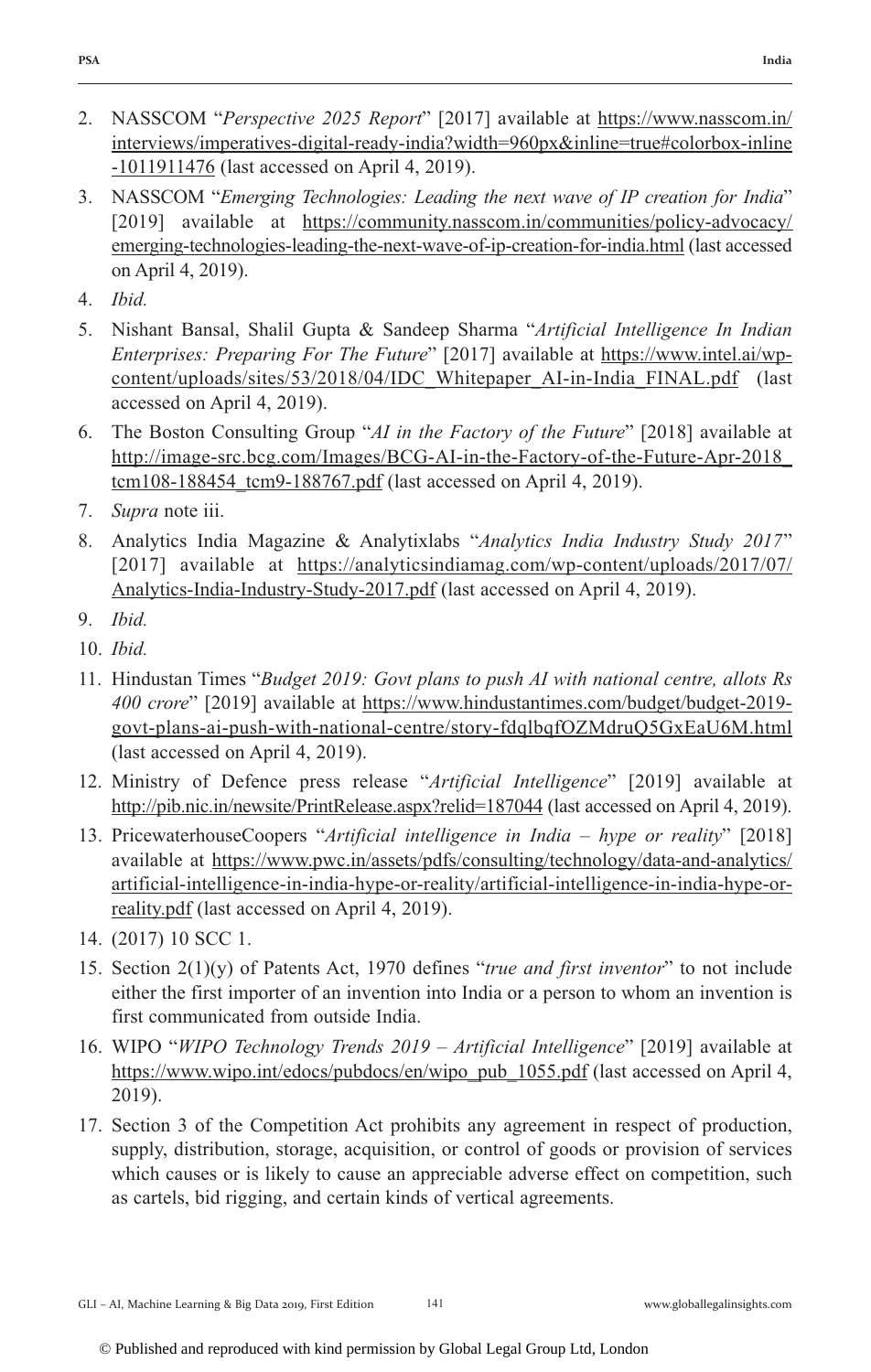2. NASSCOM "*Perspective 2025 Report*" [2017] available at https://www.nasscom.in/interviews/imperatives-digital-ready-india?width=960px&inline=true#colorbox-inline-1011911476 (last accessed on April 4, 2019).
3. NASSCOM "*Emerging Technologies: Leading the next wave of IP creation for India*" [2019] available at https://community.nasscom.in/communities/policy-advocacy/emerging-technologies-leading-the-next-wave-of-ip-creation-for-india.html (last accessed on April 4, 2019).
4. *Ibid.*
5. Nishant Bansal, Shalil Gupta & Sandeep Sharma "*Artificial Intelligence In Indian Enterprises: Preparing For The Future*" [2017] available at https://www.intel.ai/wp-content/uploads/sites/53/2018/04/IDC_Whitepaper_AI-in-India_FINAL.pdf (last accessed on April 4, 2019).
6. The Boston Consulting Group "*AI in the Factory of the Future*" [2018] available at http://image-src.bcg.com/Images/BCG-AI-in-the-Factory-of-the-Future-Apr-2018_tcm108-188454_tcm9-188767.pdf (last accessed on April 4, 2019).
7. *Supra* note iii.
8. Analytics India Magazine & Analytixlabs "*Analytics India Industry Study 2017*" [2017] available at https://analyticsindiamag.com/wp-content/uploads/2017/07/Analytics-India-Industry-Study-2017.pdf (last accessed on April 4, 2019).
9. *Ibid.*
10. *Ibid.*
11. Hindustan Times "*Budget 2019: Govt plans to push AI with national centre, allots Rs 400 crore*" [2019] available at https://www.hindustantimes.com/budget/budget-2019-govt-plans-ai-push-with-national-centre/story-fdqlbqfOZMdruQ5GxEaU6M.html (last accessed on April 4, 2019).
12. Ministry of Defence press release "*Artificial Intelligence*" [2019] available at http://pib.nic.in/newsite/PrintRelease.aspx?relid=187044 (last accessed on April 4, 2019).
13. PricewaterhouseCoopers "*Artificial intelligence in India – hype or reality*" [2018] available at https://www.pwc.in/assets/pdfs/consulting/technology/data-and-analytics/artificial-intelligence-in-india-hype-or-reality/artificial-intelligence-in-india-hype-or-reality.pdf (last accessed on April 4, 2019).
14. (2017) 10 SCC 1.
15. Section 2(1)(y) of Patents Act, 1970 defines "*true and first inventor*" to not include either the first importer of an invention into India or a person to whom an invention is first communicated from outside India.
16. WIPO "*WIPO Technology Trends 2019 – Artificial Intelligence*" [2019] available at https://www.wipo.int/edocs/pubdocs/en/wipo_pub_1055.pdf (last accessed on April 4, 2019).
17. Section 3 of the Competition Act prohibits any agreement in respect of production, supply, distribution, storage, acquisition, or control of goods or provision of services which causes or is likely to cause an appreciable adverse effect on competition, such as cartels, bid rigging, and certain kinds of vertical agreements.

© Published and reproduced with kind permission by Global Legal Group Ltd, London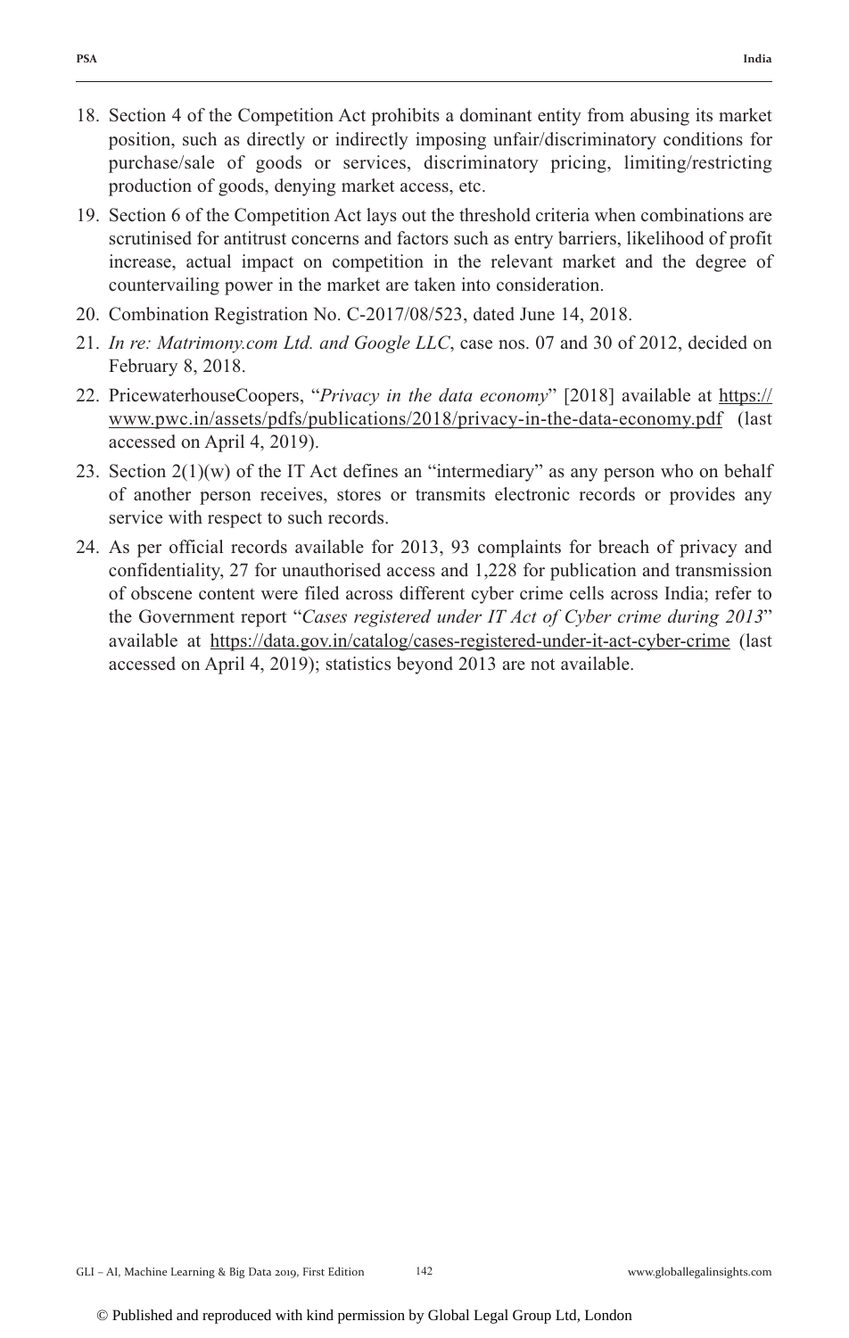18. Section 4 of the Competition Act prohibits a dominant entity from abusing its market position, such as directly or indirectly imposing unfair/discriminatory conditions for purchase/sale of goods or services, discriminatory pricing, limiting/restricting production of goods, denying market access, etc.
19. Section 6 of the Competition Act lays out the threshold criteria when combinations are scrutinised for antitrust concerns and factors such as entry barriers, likelihood of profit increase, actual impact on competition in the relevant market and the degree of countervailing power in the market are taken into consideration.
20. Combination Registration No. C-2017/08/523, dated June 14, 2018.
21. *In re: Matrimony.com Ltd. and Google LLC*, case nos. 07 and 30 of 2012, decided on February 8, 2018.
22. PricewaterhouseCoopers, "*Privacy in the data economy*" [2018] available at https://www.pwc.in/assets/pdfs/publications/2018/privacy-in-the-data-economy.pdf (last accessed on April 4, 2019).
23. Section 2(1)(w) of the IT Act defines an "intermediary" as any person who on behalf of another person receives, stores or transmits electronic records or provides any service with respect to such records.
24. As per official records available for 2013, 93 complaints for breach of privacy and confidentiality, 27 for unauthorised access and 1,228 for publication and transmission of obscene content were filed across different cyber crime cells across India; refer to the Government report "*Cases registered under IT Act of Cyber crime during 2013*" available at https://data.gov.in/catalog/cases-registered-under-it-act-cyber-crime (last accessed on April 4, 2019); statistics beyond 2013 are not available.

© Published and reproduced with kind permission by Global Legal Group Ltd, London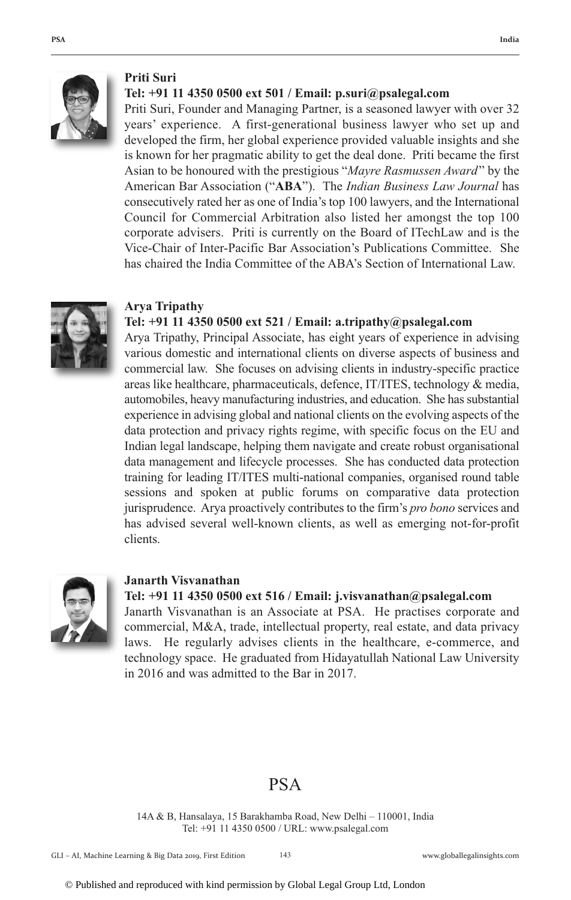**Priti Suri**

**Tel: +91 11 4350 0500 ext 501 / Email: p.suri@psalegal.com**

Priti Suri, Founder and Managing Partner, is a seasoned lawyer with over 32 years' experience. A first-generational business lawyer who set up and developed the firm, her global experience provided valuable insights and she is known for her pragmatic ability to get the deal done. Priti became the first Asian to be honoured with the prestigious "*Mayre Rasmussen Award*" by the American Bar Association ("**ABA**"). The *Indian Business Law Journal* has consecutively rated her as one of India's top 100 lawyers, and the International Council for Commercial Arbitration also listed her amongst the top 100 corporate advisers. Priti is currently on the Board of ITechLaw and is the Vice-Chair of Inter-Pacific Bar Association's Publications Committee. She has chaired the India Committee of the ABA's Section of International Law.

**Arya Tripathy**

**Tel: +91 11 4350 0500 ext 521 / Email: a.tripathy@psalegal.com**

Arya Tripathy, Principal Associate, has eight years of experience in advising various domestic and international clients on diverse aspects of business and commercial law. She focuses on advising clients in industry-specific practice areas like healthcare, pharmaceuticals, defence, IT/ITES, technology & media, automobiles, heavy manufacturing industries, and education. She has substantial experience in advising global and national clients on the evolving aspects of the data protection and privacy rights regime, with specific focus on the EU and Indian legal landscape, helping them navigate and create robust organisational data management and lifecycle processes. She has conducted data protection training for leading IT/ITES multi-national companies, organised round table sessions and spoken at public forums on comparative data protection jurisprudence. Arya proactively contributes to the firm's *pro bono* services and has advised several well-known clients, as well as emerging not-for-profit clients.

**Janarth Visvanathan**

**Tel: +91 11 4350 0500 ext 516 / Email: j.visvanathan@psalegal.com**

Janarth Visvanathan is an Associate at PSA. He practises corporate and commercial, M&A, trade, intellectual property, real estate, and data privacy laws. He regularly advises clients in the healthcare, e-commerce, and technology space. He graduated from Hidayatullah National Law University in 2016 and was admitted to the Bar in 2017.

PSA

14A & B, Hansalaya, 15 Barakhamba Road, New Delhi – 110001, India
Tel: +91 11 4350 0500 / URL: www.psalegal.com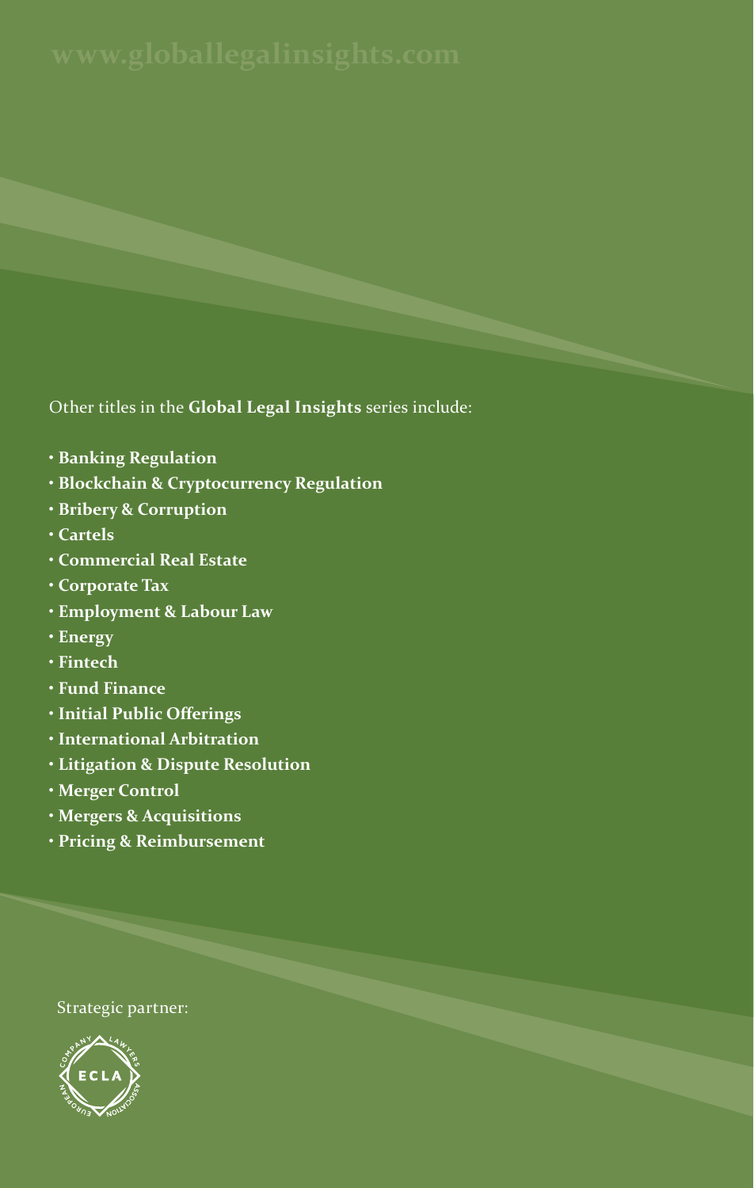www.globallegalinsights.com

Other titles in the **Global Legal Insights** series include:

- **Banking Regulation**
- **Blockchain & Cryptocurrency Regulation**
- **Bribery & Corruption**
- **Cartels**
- **Commercial Real Estate**
- **Corporate Tax**
- **Employment & Labour Law**
- **Energy**
- **Fintech**
- **Fund Finance**
- **Initial Public Offerings**
- **International Arbitration**
- **Litigation & Dispute Resolution**
- **Merger Control**
- **Mergers & Acquisitions**
- **Pricing & Reimbursement**

Strategic partner:

ECLA